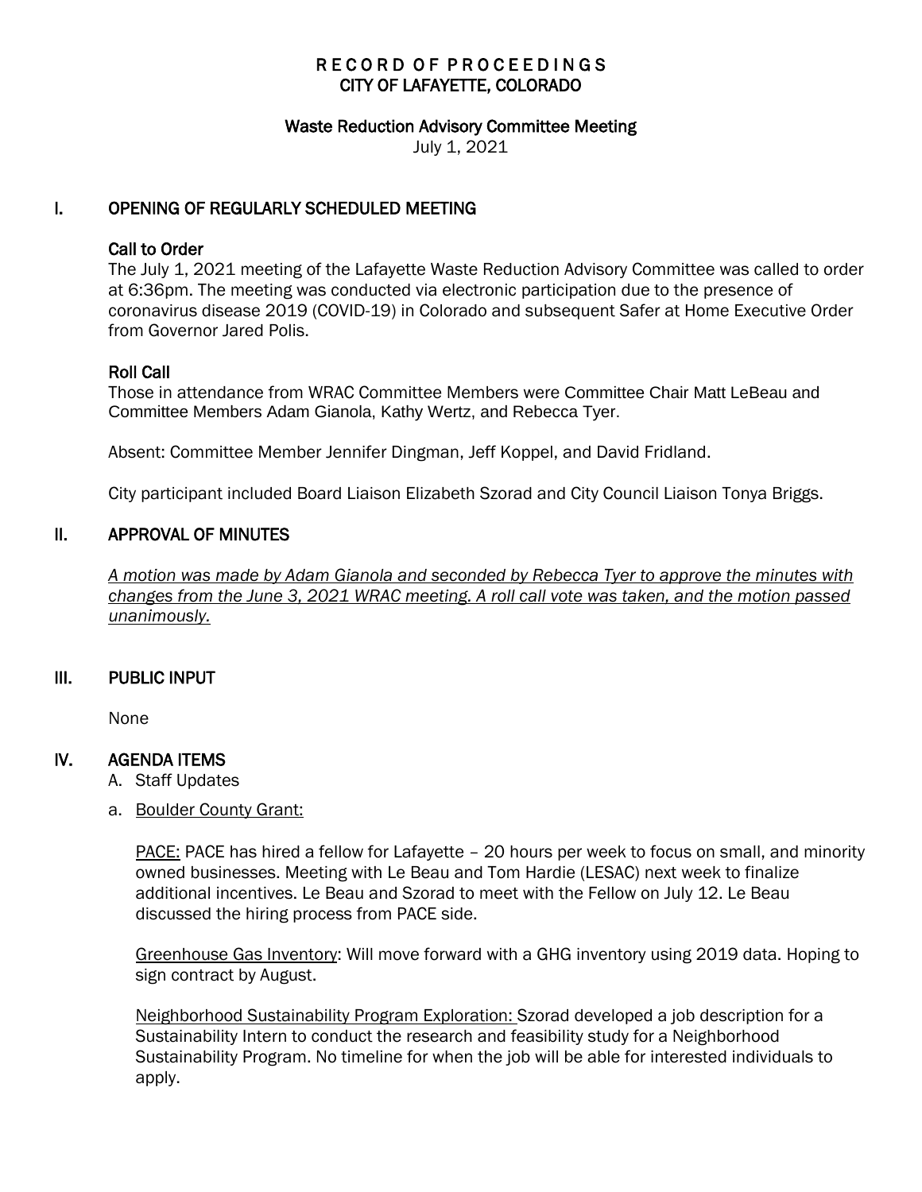# RECORD OF PROCEEDINGS
## CITY OF LAFAYETTE, COLORADO

### Waste Reduction Advisory Committee Meeting
July 1, 2021

## I. OPENING OF REGULARLY SCHEDULED MEETING

### Call to Order

The July 1, 2021 meeting of the Lafayette Waste Reduction Advisory Committee was called to order at 6:36pm. The meeting was conducted via electronic participation due to the presence of coronavirus disease 2019 (COVID-19) in Colorado and subsequent Safer at Home Executive Order from Governor Jared Polis.

### Roll Call

Those in attendance from WRAC Committee Members were Committee Chair Matt LeBeau and Committee Members Adam Gianola, Kathy Wertz, and Rebecca Tyer.

Absent: Committee Member Jennifer Dingman, Jeff Koppel, and David Fridland.

City participant included Board Liaison Elizabeth Szorad and City Council Liaison Tonya Briggs.

## II. APPROVAL OF MINUTES

*A motion was made by Adam Gianola and seconded by Rebecca Tyer to approve the minutes with changes from the June 3, 2021 WRAC meeting. A roll call vote was taken, and the motion passed unanimously.*

## III. PUBLIC INPUT

None

## IV. AGENDA ITEMS

A. Staff Updates

a. Boulder County Grant:

PACE: PACE has hired a fellow for Lafayette – 20 hours per week to focus on small, and minority owned businesses. Meeting with Le Beau and Tom Hardie (LESAC) next week to finalize additional incentives. Le Beau and Szorad to meet with the Fellow on July 12. Le Beau discussed the hiring process from PACE side.

Greenhouse Gas Inventory: Will move forward with a GHG inventory using 2019 data. Hoping to sign contract by August.

Neighborhood Sustainability Program Exploration: Szorad developed a job description for a Sustainability Intern to conduct the research and feasibility study for a Neighborhood Sustainability Program. No timeline for when the job will be able for interested individuals to apply.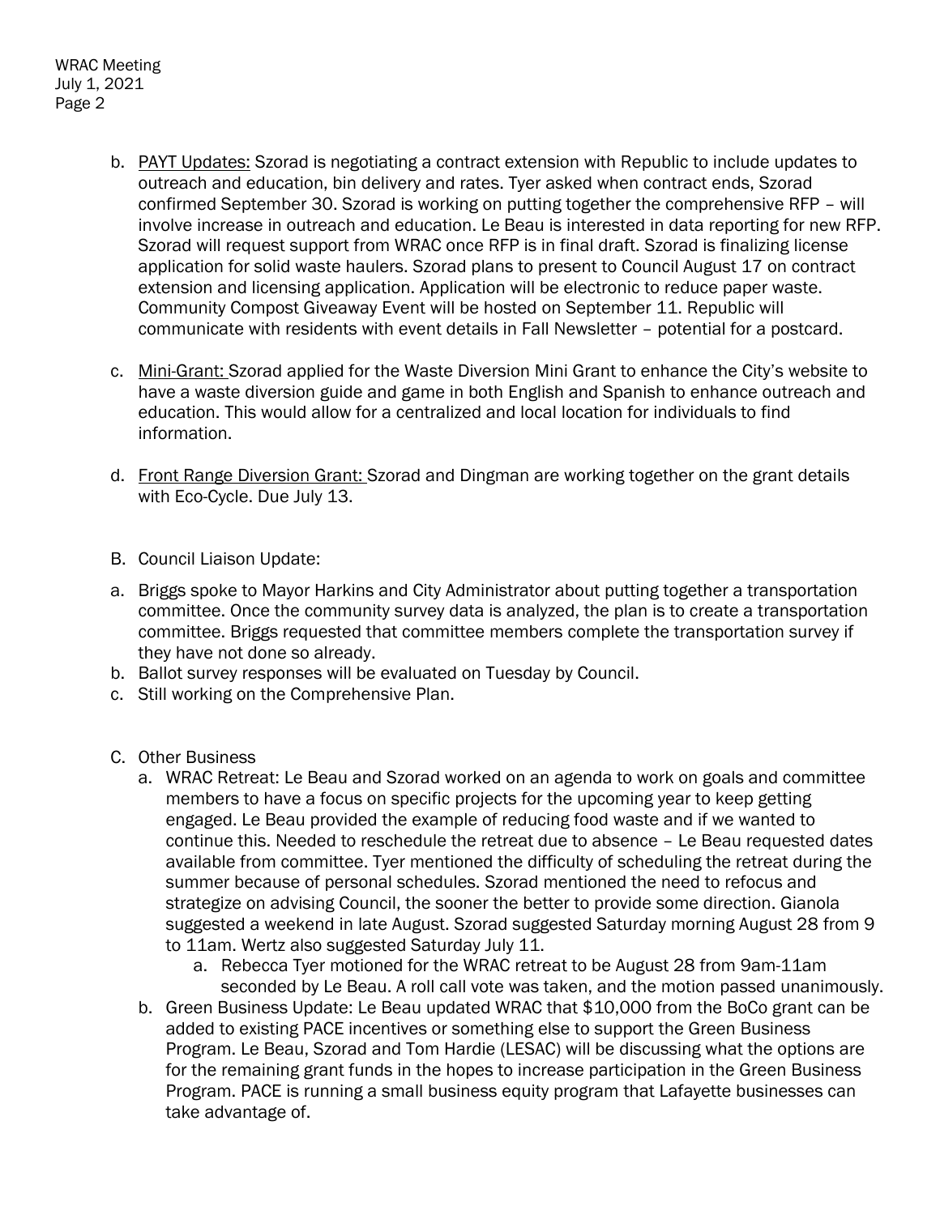b. <u>PAYT Updates:</u> Szorad is negotiating a contract extension with Republic to include updates to outreach and education, bin delivery and rates. Tyer asked when contract ends, Szorad confirmed September 30. Szorad is working on putting together the comprehensive RFP – will involve increase in outreach and education. Le Beau is interested in data reporting for new RFP. Szorad will request support from WRAC once RFP is in final draft. Szorad is finalizing license application for solid waste haulers. Szorad plans to present to Council August 17 on contract extension and licensing application. Application will be electronic to reduce paper waste. Community Compost Giveaway Event will be hosted on September 11. Republic will communicate with residents with event details in Fall Newsletter – potential for a postcard.

c. <u>Mini-Grant:</u> Szorad applied for the Waste Diversion Mini Grant to enhance the City's website to have a waste diversion guide and game in both English and Spanish to enhance outreach and education. This would allow for a centralized and local location for individuals to find information.

d. <u>Front Range Diversion Grant:</u> Szorad and Dingman are working together on the grant details with Eco-Cycle. Due July 13.

B. Council Liaison Update:

a. Briggs spoke to Mayor Harkins and City Administrator about putting together a transportation committee. Once the community survey data is analyzed, the plan is to create a transportation committee. Briggs requested that committee members complete the transportation survey if they have not done so already.
b. Ballot survey responses will be evaluated on Tuesday by Council.
c. Still working on the Comprehensive Plan.

C. Other Business
   a. WRAC Retreat: Le Beau and Szorad worked on an agenda to work on goals and committee members to have a focus on specific projects for the upcoming year to keep getting engaged. Le Beau provided the example of reducing food waste and if we wanted to continue this. Needed to reschedule the retreat due to absence – Le Beau requested dates available from committee. Tyer mentioned the difficulty of scheduling the retreat during the summer because of personal schedules. Szorad mentioned the need to refocus and strategize on advising Council, the sooner the better to provide some direction. Gianola suggested a weekend in late August. Szorad suggested Saturday morning August 28 from 9 to 11am. Wertz also suggested Saturday July 11.
      a. Rebecca Tyer motioned for the WRAC retreat to be August 28 from 9am-11am seconded by Le Beau. A roll call vote was taken, and the motion passed unanimously.
   b. Green Business Update: Le Beau updated WRAC that $10,000 from the BoCo grant can be added to existing PACE incentives or something else to support the Green Business Program. Le Beau, Szorad and Tom Hardie (LESAC) will be discussing what the options are for the remaining grant funds in the hopes to increase participation in the Green Business Program. PACE is running a small business equity program that Lafayette businesses can take advantage of.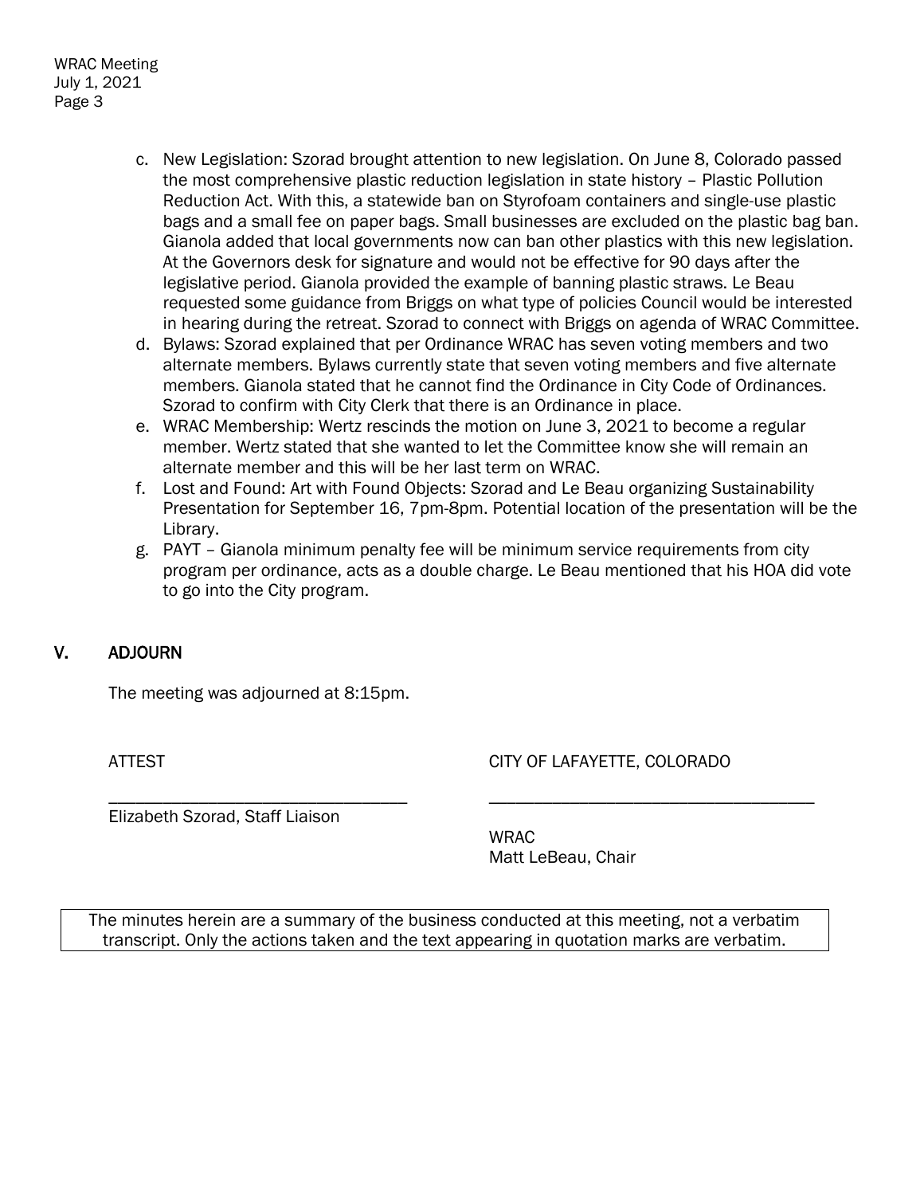c. New Legislation: Szorad brought attention to new legislation. On June 8, Colorado passed the most comprehensive plastic reduction legislation in state history – Plastic Pollution Reduction Act. With this, a statewide ban on Styrofoam containers and single-use plastic bags and a small fee on paper bags. Small businesses are excluded on the plastic bag ban. Gianola added that local governments now can ban other plastics with this new legislation. At the Governors desk for signature and would not be effective for 90 days after the legislative period. Gianola provided the example of banning plastic straws. Le Beau requested some guidance from Briggs on what type of policies Council would be interested in hearing during the retreat. Szorad to connect with Briggs on agenda of WRAC Committee.

d. Bylaws: Szorad explained that per Ordinance WRAC has seven voting members and two alternate members. Bylaws currently state that seven voting members and five alternate members. Gianola stated that he cannot find the Ordinance in City Code of Ordinances. Szorad to confirm with City Clerk that there is an Ordinance in place.

e. WRAC Membership: Wertz rescinds the motion on June 3, 2021 to become a regular member. Wertz stated that she wanted to let the Committee know she will remain an alternate member and this will be her last term on WRAC.

f. Lost and Found: Art with Found Objects: Szorad and Le Beau organizing Sustainability Presentation for September 16, 7pm-8pm. Potential location of the presentation will be the Library.

g. PAYT – Gianola minimum penalty fee will be minimum service requirements from city program per ordinance, acts as a double charge. Le Beau mentioned that his HOA did vote to go into the City program.

## V. ADJOURN

The meeting was adjourned at 8:15pm.

ATTEST

_________________________________

Elizabeth Szorad, Staff Liaison

CITY OF LAFAYETTE, COLORADO

_____________________________________

WRAC
Matt LeBeau, Chair

The minutes herein are a summary of the business conducted at this meeting, not a verbatim transcript. Only the actions taken and the text appearing in quotation marks are verbatim.